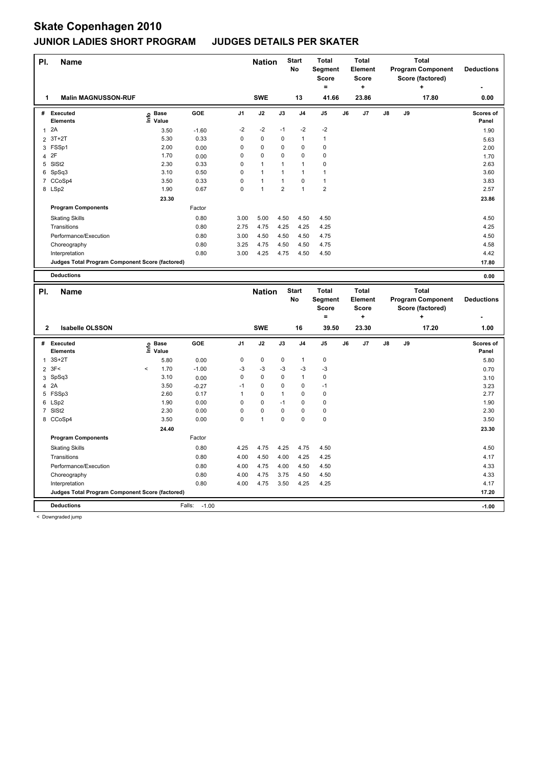# Skate Copenhagen 2010

## JUNIOR LADIES SHORT PROGRAM JUDGES DETAILS PER SKATER

| Pl. | Name | Nation | Start No | Total Segment Score = | Total Element Score + | Total Program Component Score (factored) + | Deductions - |
|---|---|---|---|---|---|---|---|
| 1 | Malin MAGNUSSON-RUF | SWE | 13 | 41.66 | 23.86 | 17.80 | 0.00 |

| # | Executed Elements | Info | Base Value | GOE | J1 | J2 | J3 | J4 | J5 | J6 | J7 | J8 | J9 | Scores of Panel |
|---|---|---|---|---|---|---|---|---|---|---|---|---|---|---|
| 1 | 2A | | 3.50 | -1.60 | -2 | -2 | -1 | -2 | -2 | | | | | 1.90 |
| 2 | 3T+2T | | 5.30 | 0.33 | 0 | 0 | 0 | 1 | 1 | | | | | 5.63 |
| 3 | FSSp1 | | 2.00 | 0.00 | 0 | 0 | 0 | 0 | 0 | | | | | 2.00 |
| 4 | 2F | | 1.70 | 0.00 | 0 | 0 | 0 | 0 | 0 | | | | | 1.70 |
| 5 | SlSt2 | | 2.30 | 0.33 | 0 | 1 | 1 | 1 | 0 | | | | | 2.63 |
| 6 | SpSq3 | | 3.10 | 0.50 | 0 | 1 | 1 | 1 | 1 | | | | | 3.60 |
| 7 | CCoSp4 | | 3.50 | 0.33 | 0 | 1 | 1 | 0 | 1 | | | | | 3.83 |
| 8 | LSp2 | | 1.90 | 0.67 | 0 | 1 | 2 | 1 | 2 | | | | | 2.57 |
| | | | 23.30 | | | | | | | | | | | 23.86 |

| Program Components | Factor | J1 | J2 | J3 | J4 | J5 | J6 | J7 | J8 | J9 | |
|---|---|---|---|---|---|---|---|---|---|---|---|
| Skating Skills | 0.80 | 3.00 | 5.00 | 4.50 | 4.50 | 4.50 | | | | | 4.50 |
| Transitions | 0.80 | 2.75 | 4.75 | 4.25 | 4.25 | 4.25 | | | | | 4.25 |
| Performance/Execution | 0.80 | 3.00 | 4.50 | 4.50 | 4.50 | 4.75 | | | | | 4.50 |
| Choreography | 0.80 | 3.25 | 4.75 | 4.50 | 4.50 | 4.75 | | | | | 4.58 |
| Interpretation | 0.80 | 3.00 | 4.25 | 4.75 | 4.50 | 4.50 | | | | | 4.42 |
| Judges Total Program Component Score (factored) | | | | | | | | | | | 17.80 |

**Deductions** 0.00

| Pl. | Name | Nation | Start No | Total Segment Score = | Total Element Score + | Total Program Component Score (factored) + | Deductions - |
|---|---|---|---|---|---|---|---|
| 2 | Isabelle OLSSON | SWE | 16 | 39.50 | 23.30 | 17.20 | 1.00 |

| # | Executed Elements | Info | Base Value | GOE | J1 | J2 | J3 | J4 | J5 | J6 | J7 | J8 | J9 | Scores of Panel |
|---|---|---|---|---|---|---|---|---|---|---|---|---|---|---|
| 1 | 3S+2T | | 5.80 | 0.00 | 0 | 0 | 0 | 1 | 0 | | | | | 5.80 |
| 2 | 3F< | < | 1.70 | -1.00 | -3 | -3 | -3 | -3 | -3 | | | | | 0.70 |
| 3 | SpSq3 | | 3.10 | 0.00 | 0 | 0 | 0 | 1 | 0 | | | | | 3.10 |
| 4 | 2A | | 3.50 | -0.27 | -1 | 0 | 0 | 0 | -1 | | | | | 3.23 |
| 5 | FSSp3 | | 2.60 | 0.17 | 1 | 0 | 1 | 0 | 0 | | | | | 2.77 |
| 6 | LSp2 | | 1.90 | 0.00 | 0 | 0 | -1 | 0 | 0 | | | | | 1.90 |
| 7 | SlSt2 | | 2.30 | 0.00 | 0 | 0 | 0 | 0 | 0 | | | | | 2.30 |
| 8 | CCoSp4 | | 3.50 | 0.00 | 0 | 1 | 0 | 0 | 0 | | | | | 3.50 |
| | | | 24.40 | | | | | | | | | | | 23.30 |

| Program Components | Factor | J1 | J2 | J3 | J4 | J5 | J6 | J7 | J8 | J9 | |
|---|---|---|---|---|---|---|---|---|---|---|---|
| Skating Skills | 0.80 | 4.25 | 4.75 | 4.25 | 4.75 | 4.50 | | | | | 4.50 |
| Transitions | 0.80 | 4.00 | 4.50 | 4.00 | 4.25 | 4.25 | | | | | 4.17 |
| Performance/Execution | 0.80 | 4.00 | 4.75 | 4.00 | 4.50 | 4.50 | | | | | 4.33 |
| Choreography | 0.80 | 4.00 | 4.75 | 3.75 | 4.50 | 4.50 | | | | | 4.33 |
| Interpretation | 0.80 | 4.00 | 4.75 | 3.50 | 4.25 | 4.25 | | | | | 4.17 |
| Judges Total Program Component Score (factored) | | | | | | | | | | | 17.20 |

**Deductions** Falls: -1.00 -1.00

< Downgraded jump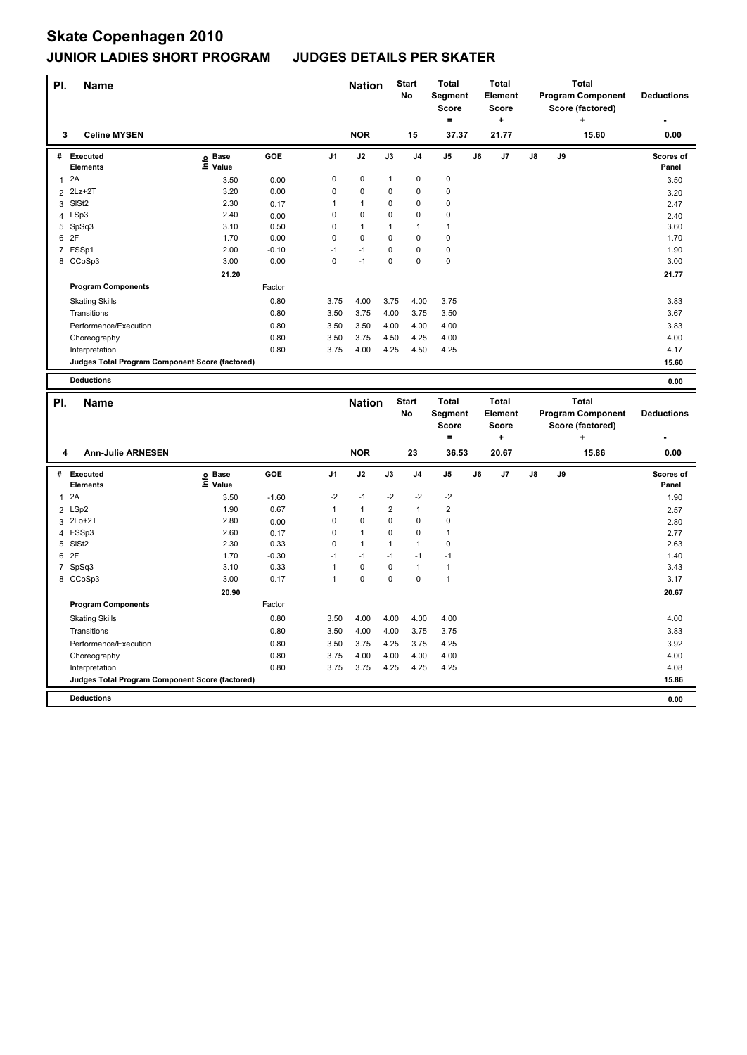# Skate Copenhagen 2010

## JUNIOR LADIES SHORT PROGRAM JUDGES DETAILS PER SKATER

| Pl. | Name | Nation | Start No | Total Segment Score = | Total Element Score + | Total Program Component Score (factored) + | Deductions - |
|---|---|---|---|---|---|---|---|
| 3 | Celine MYSEN | NOR | 15 | 37.37 | 21.77 | 15.60 | 0.00 |

| # | Executed Elements | Info | Base Value | GOE | J1 | J2 | J3 | J4 | J5 | J6 | J7 | J8 | J9 | Scores of Panel |
|---|---|---|---|---|---|---|---|---|---|---|---|---|---|---|
| 1 | 2A | | 3.50 | 0.00 | 0 | 0 | 1 | 0 | 0 | | | | | 3.50 |
| 2 | 2Lz+2T | | 3.20 | 0.00 | 0 | 0 | 0 | 0 | 0 | | | | | 3.20 |
| 3 | SlSt2 | | 2.30 | 0.17 | 1 | 1 | 0 | 0 | 0 | | | | | 2.47 |
| 4 | LSp3 | | 2.40 | 0.00 | 0 | 0 | 0 | 0 | 0 | | | | | 2.40 |
| 5 | SpSq3 | | 3.10 | 0.50 | 0 | 1 | 1 | 1 | 1 | | | | | 3.60 |
| 6 | 2F | | 1.70 | 0.00 | 0 | 0 | 0 | 0 | 0 | | | | | 1.70 |
| 7 | FSSp1 | | 2.00 | -0.10 | -1 | -1 | 0 | 0 | 0 | | | | | 1.90 |
| 8 | CCoSp3 | | 3.00 | 0.00 | 0 | -1 | 0 | 0 | 0 | | | | | 3.00 |
| | | | 21.20 | | | | | | | | | | | 21.77 |
| | **Program Components** | | | Factor | | | | | | | | | | |
| | Skating Skills | | | 0.80 | 3.75 | 4.00 | 3.75 | 4.00 | 3.75 | | | | | 3.83 |
| | Transitions | | | 0.80 | 3.50 | 3.75 | 4.00 | 3.75 | 3.50 | | | | | 3.67 |
| | Performance/Execution | | | 0.80 | 3.50 | 3.50 | 4.00 | 4.00 | 4.00 | | | | | 3.83 |
| | Choreography | | | 0.80 | 3.50 | 3.75 | 4.50 | 4.25 | 4.00 | | | | | 4.00 |
| | Interpretation | | | 0.80 | 3.75 | 4.00 | 4.25 | 4.50 | 4.25 | | | | | 4.17 |
| | **Judges Total Program Component Score (factored)** | | | | | | | | | | | | | 15.60 |
| | **Deductions** | | | | | | | | | | | | | 0.00 |

| Pl. | Name | Nation | Start No | Total Segment Score = | Total Element Score + | Total Program Component Score (factored) + | Deductions - |
|---|---|---|---|---|---|---|---|
| 4 | Ann-Julie ARNESEN | NOR | 23 | 36.53 | 20.67 | 15.86 | 0.00 |

| # | Executed Elements | Info | Base Value | GOE | J1 | J2 | J3 | J4 | J5 | J6 | J7 | J8 | J9 | Scores of Panel |
|---|---|---|---|---|---|---|---|---|---|---|---|---|---|---|
| 1 | 2A | | 3.50 | -1.60 | -2 | -1 | -2 | -2 | -2 | | | | | 1.90 |
| 2 | LSp2 | | 1.90 | 0.67 | 1 | 1 | 2 | 1 | 2 | | | | | 2.57 |
| 3 | 2Lo+2T | | 2.80 | 0.00 | 0 | 0 | 0 | 0 | 0 | | | | | 2.80 |
| 4 | FSSp3 | | 2.60 | 0.17 | 0 | 1 | 0 | 0 | 1 | | | | | 2.77 |
| 5 | SlSt2 | | 2.30 | 0.33 | 0 | 1 | 1 | 1 | 0 | | | | | 2.63 |
| 6 | 2F | | 1.70 | -0.30 | -1 | -1 | -1 | -1 | -1 | | | | | 1.40 |
| 7 | SpSq3 | | 3.10 | 0.33 | 1 | 0 | 0 | 1 | 1 | | | | | 3.43 |
| 8 | CCoSp3 | | 3.00 | 0.17 | 1 | 0 | 0 | 0 | 1 | | | | | 3.17 |
| | | | 20.90 | | | | | | | | | | | 20.67 |
| | **Program Components** | | | Factor | | | | | | | | | | |
| | Skating Skills | | | 0.80 | 3.50 | 4.00 | 4.00 | 4.00 | 4.00 | | | | | 4.00 |
| | Transitions | | | 0.80 | 3.50 | 4.00 | 4.00 | 3.75 | 3.75 | | | | | 3.83 |
| | Performance/Execution | | | 0.80 | 3.50 | 3.75 | 4.25 | 3.75 | 4.25 | | | | | 3.92 |
| | Choreography | | | 0.80 | 3.75 | 4.00 | 4.00 | 4.00 | 4.00 | | | | | 4.00 |
| | Interpretation | | | 0.80 | 3.75 | 3.75 | 4.25 | 4.25 | 4.25 | | | | | 4.08 |
| | **Judges Total Program Component Score (factored)** | | | | | | | | | | | | | 15.86 |
| | **Deductions** | | | | | | | | | | | | | 0.00 |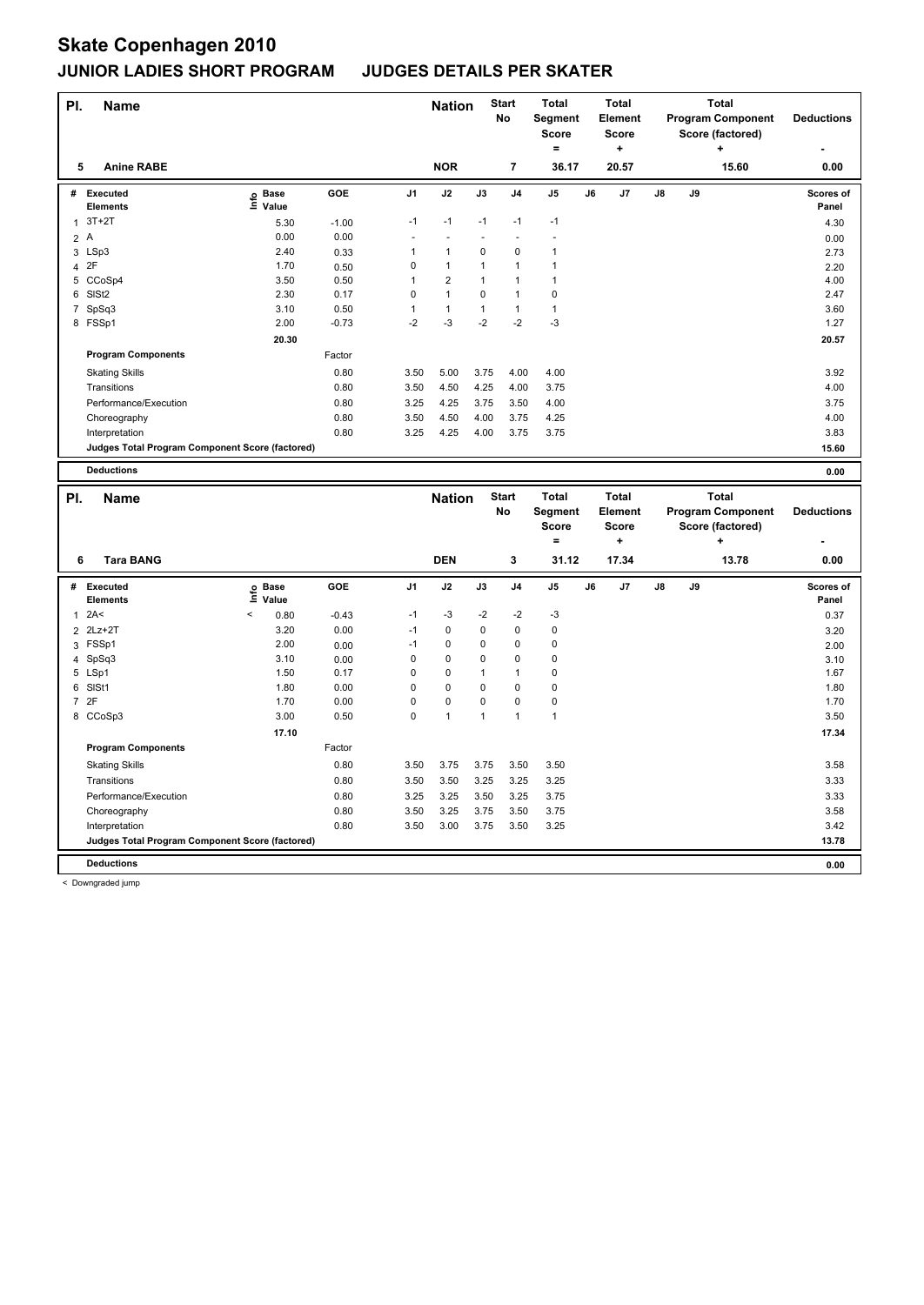# Skate Copenhagen 2010

## JUNIOR LADIES SHORT PROGRAM JUDGES DETAILS PER SKATER

| Pl. | Name | Nation | Start No | Total Segment Score = | Total Element Score + | Total Program Component Score (factored) + | Deductions - |
|---|---|---|---|---|---|---|---|
| 5 | Anine RABE | NOR | 7 | 36.17 | 20.57 | 15.60 | 0.00 |

| # | Executed Elements | Info | Base Value | GOE | J1 | J2 | J3 | J4 | J5 | J6 | J7 | J8 | J9 | Scores of Panel |
|---|---|---|---|---|---|---|---|---|---|---|---|---|---|---|
| 1 | 3T+2T | | 5.30 | -1.00 | -1 | -1 | -1 | -1 | -1 | | | | | 4.30 |
| 2 | A | | 0.00 | 0.00 | - | - | - | - | - | | | | | 0.00 |
| 3 | LSp3 | | 2.40 | 0.33 | 1 | 1 | 0 | 0 | 1 | | | | | 2.73 |
| 4 | 2F | | 1.70 | 0.50 | 0 | 1 | 1 | 1 | 1 | | | | | 2.20 |
| 5 | CCoSp4 | | 3.50 | 0.50 | 1 | 2 | 1 | 1 | 1 | | | | | 4.00 |
| 6 | SlSt2 | | 2.30 | 0.17 | 0 | 1 | 0 | 1 | 0 | | | | | 2.47 |
| 7 | SpSq3 | | 3.10 | 0.50 | 1 | 1 | 1 | 1 | 1 | | | | | 3.60 |
| 8 | FSSp1 | | 2.00 | -0.73 | -2 | -3 | -2 | -2 | -3 | | | | | 1.27 |
| | | | 20.30 | | | | | | | | | | | 20.57 |
| | **Program Components** | | | Factor | | | | | | | | | | |
| | Skating Skills | | | 0.80 | 3.50 | 5.00 | 3.75 | 4.00 | 4.00 | | | | | 3.92 |
| | Transitions | | | 0.80 | 3.50 | 4.50 | 4.25 | 4.00 | 3.75 | | | | | 4.00 |
| | Performance/Execution | | | 0.80 | 3.25 | 4.25 | 3.75 | 3.50 | 4.00 | | | | | 3.75 |
| | Choreography | | | 0.80 | 3.50 | 4.50 | 4.00 | 3.75 | 4.25 | | | | | 4.00 |
| | Interpretation | | | 0.80 | 3.25 | 4.25 | 4.00 | 3.75 | 3.75 | | | | | 3.83 |
| | **Judges Total Program Component Score (factored)** | | | | | | | | | | | | | 15.60 |
| | **Deductions** | | | | | | | | | | | | | 0.00 |

| Pl. | Name | Nation | Start No | Total Segment Score = | Total Element Score + | Total Program Component Score (factored) + | Deductions - |
|---|---|---|---|---|---|---|---|
| 6 | Tara BANG | DEN | 3 | 31.12 | 17.34 | 13.78 | 0.00 |

| # | Executed Elements | Info | Base Value | GOE | J1 | J2 | J3 | J4 | J5 | J6 | J7 | J8 | J9 | Scores of Panel |
|---|---|---|---|---|---|---|---|---|---|---|---|---|---|---|
| 1 | 2A< | < | 0.80 | -0.43 | -1 | -3 | -2 | -2 | -3 | | | | | 0.37 |
| 2 | 2Lz+2T | | 3.20 | 0.00 | -1 | 0 | 0 | 0 | 0 | | | | | 3.20 |
| 3 | FSSp1 | | 2.00 | 0.00 | -1 | 0 | 0 | 0 | 0 | | | | | 2.00 |
| 4 | SpSq3 | | 3.10 | 0.00 | 0 | 0 | 0 | 0 | 0 | | | | | 3.10 |
| 5 | LSp1 | | 1.50 | 0.17 | 0 | 0 | 1 | 1 | 0 | | | | | 1.67 |
| 6 | SlSt1 | | 1.80 | 0.00 | 0 | 0 | 0 | 0 | 0 | | | | | 1.80 |
| 7 | 2F | | 1.70 | 0.00 | 0 | 0 | 0 | 0 | 0 | | | | | 1.70 |
| 8 | CCoSp3 | | 3.00 | 0.50 | 0 | 1 | 1 | 1 | 1 | | | | | 3.50 |
| | | | 17.10 | | | | | | | | | | | 17.34 |
| | **Program Components** | | | Factor | | | | | | | | | | |
| | Skating Skills | | | 0.80 | 3.50 | 3.75 | 3.75 | 3.50 | 3.50 | | | | | 3.58 |
| | Transitions | | | 0.80 | 3.50 | 3.50 | 3.25 | 3.25 | 3.25 | | | | | 3.33 |
| | Performance/Execution | | | 0.80 | 3.25 | 3.25 | 3.50 | 3.25 | 3.75 | | | | | 3.33 |
| | Choreography | | | 0.80 | 3.50 | 3.25 | 3.75 | 3.50 | 3.75 | | | | | 3.58 |
| | Interpretation | | | 0.80 | 3.50 | 3.00 | 3.75 | 3.50 | 3.25 | | | | | 3.42 |
| | **Judges Total Program Component Score (factored)** | | | | | | | | | | | | | 13.78 |
| | **Deductions** | | | | | | | | | | | | | 0.00 |

< Downgraded jump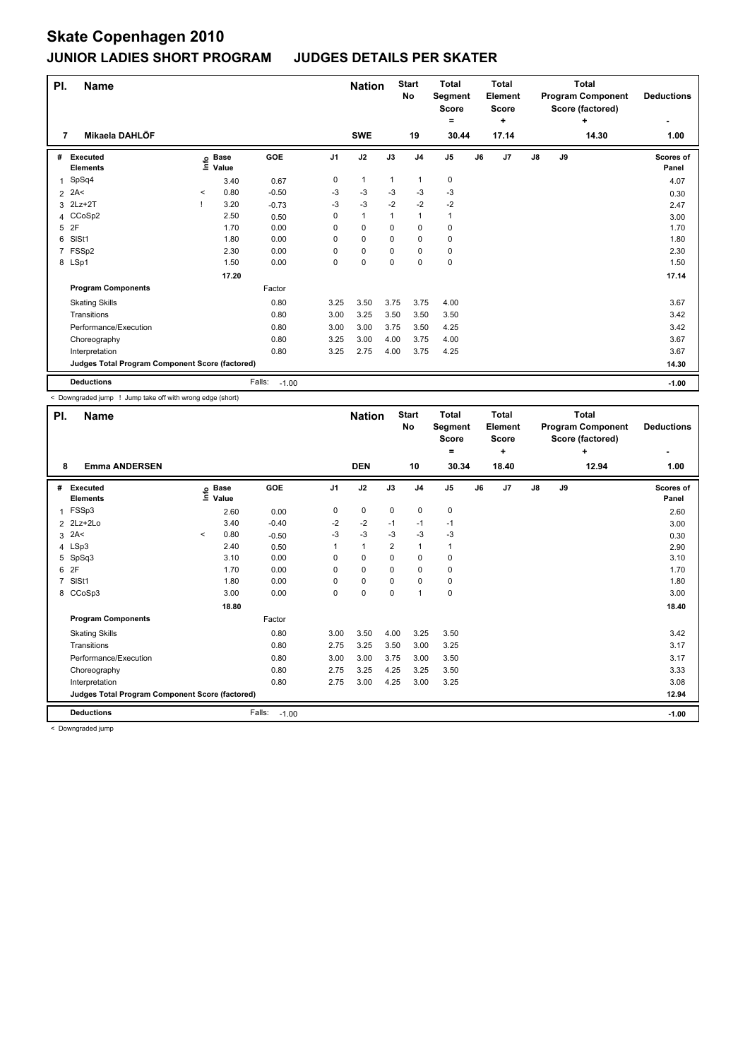# Skate Copenhagen 2010

## JUNIOR LADIES SHORT PROGRAM JUDGES DETAILS PER SKATER

| Pl. | Name | Nation | Start No | Total Segment Score = | Total Element Score + | Total Program Component Score (factored) + | Deductions - |
|---|---|---|---|---|---|---|---|
| 7 | Mikaela DAHLÖF | SWE | 19 | 30.44 | 17.14 | 14.30 | 1.00 |

| # | Executed Elements | Info | Base Value | GOE | J1 | J2 | J3 | J4 | J5 | J6 | J7 | J8 | J9 | Scores of Panel |
|---|---|---|---|---|---|---|---|---|---|---|---|---|---|---|
| 1 | SpSq4 | | 3.40 | 0.67 | 0 | 1 | 1 | 1 | 0 | | | | | 4.07 |
| 2 | 2A< | < | 0.80 | -0.50 | -3 | -3 | -3 | -3 | -3 | | | | | 0.30 |
| 3 | 2Lz+2T | ! | 3.20 | -0.73 | -3 | -3 | -2 | -2 | -2 | | | | | 2.47 |
| 4 | CCoSp2 | | 2.50 | 0.50 | 0 | 1 | 1 | 1 | 1 | | | | | 3.00 |
| 5 | 2F | | 1.70 | 0.00 | 0 | 0 | 0 | 0 | 0 | | | | | 1.70 |
| 6 | SlSt1 | | 1.80 | 0.00 | 0 | 0 | 0 | 0 | 0 | | | | | 1.80 |
| 7 | FSSp2 | | 2.30 | 0.00 | 0 | 0 | 0 | 0 | 0 | | | | | 2.30 |
| 8 | LSp1 | | 1.50 | 0.00 | 0 | 0 | 0 | 0 | 0 | | | | | 1.50 |
| | | | 17.20 | | | | | | | | | | | 17.14 |
| | **Program Components** | | | Factor | | | | | | | | | | |
| | Skating Skills | | | 0.80 | 3.25 | 3.50 | 3.75 | 3.75 | 4.00 | | | | | 3.67 |
| | Transitions | | | 0.80 | 3.00 | 3.25 | 3.50 | 3.50 | 3.50 | | | | | 3.42 |
| | Performance/Execution | | | 0.80 | 3.00 | 3.00 | 3.75 | 3.50 | 4.25 | | | | | 3.42 |
| | Choreography | | | 0.80 | 3.25 | 3.00 | 4.00 | 3.75 | 4.00 | | | | | 3.67 |
| | Interpretation | | | 0.80 | 3.25 | 2.75 | 4.00 | 3.75 | 4.25 | | | | | 3.67 |
| | **Judges Total Program Component Score (factored)** | | | | | | | | | | | | | 14.30 |
| | **Deductions** | | | Falls: -1.00 | | | | | | | | | | -1.00 |

< Downgraded jump ! Jump take off with wrong edge (short)

| Pl. | Name | Nation | Start No | Total Segment Score = | Total Element Score + | Total Program Component Score (factored) + | Deductions - |
|---|---|---|---|---|---|---|---|
| 8 | Emma ANDERSEN | DEN | 10 | 30.34 | 18.40 | 12.94 | 1.00 |

| # | Executed Elements | Info | Base Value | GOE | J1 | J2 | J3 | J4 | J5 | J6 | J7 | J8 | J9 | Scores of Panel |
|---|---|---|---|---|---|---|---|---|---|---|---|---|---|---|
| 1 | FSSp3 | | 2.60 | 0.00 | 0 | 0 | 0 | 0 | 0 | | | | | 2.60 |
| 2 | 2Lz+2Lo | | 3.40 | -0.40 | -2 | -2 | -1 | -1 | -1 | | | | | 3.00 |
| 3 | 2A< | < | 0.80 | -0.50 | -3 | -3 | -3 | -3 | -3 | | | | | 0.30 |
| 4 | LSp3 | | 2.40 | 0.50 | 1 | 1 | 2 | 1 | 1 | | | | | 2.90 |
| 5 | SpSq3 | | 3.10 | 0.00 | 0 | 0 | 0 | 0 | 0 | | | | | 3.10 |
| 6 | 2F | | 1.70 | 0.00 | 0 | 0 | 0 | 0 | 0 | | | | | 1.70 |
| 7 | SlSt1 | | 1.80 | 0.00 | 0 | 0 | 0 | 0 | 0 | | | | | 1.80 |
| 8 | CCoSp3 | | 3.00 | 0.00 | 0 | 0 | 0 | 1 | 0 | | | | | 3.00 |
| | | | 18.80 | | | | | | | | | | | 18.40 |
| | **Program Components** | | | Factor | | | | | | | | | | |
| | Skating Skills | | | 0.80 | 3.00 | 3.50 | 4.00 | 3.25 | 3.50 | | | | | 3.42 |
| | Transitions | | | 0.80 | 2.75 | 3.25 | 3.50 | 3.00 | 3.25 | | | | | 3.17 |
| | Performance/Execution | | | 0.80 | 3.00 | 3.00 | 3.75 | 3.00 | 3.50 | | | | | 3.17 |
| | Choreography | | | 0.80 | 2.75 | 3.25 | 4.25 | 3.25 | 3.50 | | | | | 3.33 |
| | Interpretation | | | 0.80 | 2.75 | 3.00 | 4.25 | 3.00 | 3.25 | | | | | 3.08 |
| | **Judges Total Program Component Score (factored)** | | | | | | | | | | | | | 12.94 |
| | **Deductions** | | | Falls: -1.00 | | | | | | | | | | -1.00 |

< Downgraded jump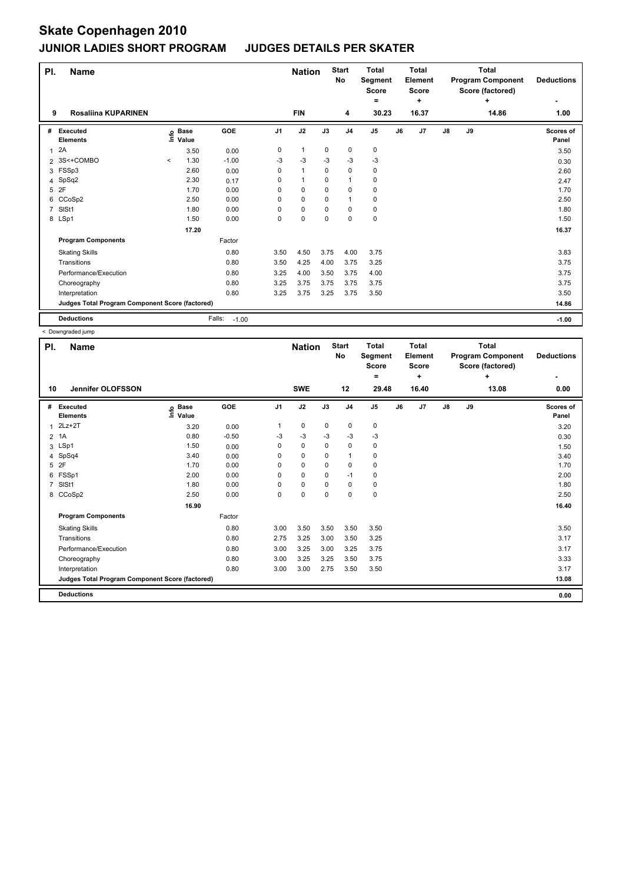# Skate Copenhagen 2010

## JUNIOR LADIES SHORT PROGRAM JUDGES DETAILS PER SKATER

| Pl. | Name | Nation | Start No | Total Segment Score = | Total Element Score + | Total Program Component Score (factored) + | Deductions - |
|---|---|---|---|---|---|---|---|
| 9 | Rosaliina KUPARINEN | FIN | 4 | 30.23 | 16.37 | 14.86 | 1.00 |

| # | Executed Elements | Info | Base Value | GOE | J1 | J2 | J3 | J4 | J5 | J6 | J7 | J8 | J9 | Scores of Panel |
|---|---|---|---|---|---|---|---|---|---|---|---|---|---|---|
| 1 | 2A | | 3.50 | 0.00 | 0 | 1 | 0 | 0 | 0 | | | | | 3.50 |
| 2 | 3S<+COMBO | < | 1.30 | -1.00 | -3 | -3 | -3 | -3 | -3 | | | | | 0.30 |
| 3 | FSSp3 | | 2.60 | 0.00 | 0 | 1 | 0 | 0 | 0 | | | | | 2.60 |
| 4 | SpSq2 | | 2.30 | 0.17 | 0 | 1 | 0 | 1 | 0 | | | | | 2.47 |
| 5 | 2F | | 1.70 | 0.00 | 0 | 0 | 0 | 0 | 0 | | | | | 1.70 |
| 6 | CCoSp2 | | 2.50 | 0.00 | 0 | 0 | 0 | 1 | 0 | | | | | 2.50 |
| 7 | SlSt1 | | 1.80 | 0.00 | 0 | 0 | 0 | 0 | 0 | | | | | 1.80 |
| 8 | LSp1 | | 1.50 | 0.00 | 0 | 0 | 0 | 0 | 0 | | | | | 1.50 |
| | | | 17.20 | | | | | | | | | | | 16.37 |
| | **Program Components** | | | Factor | | | | | | | | | | |
| | Skating Skills | | | 0.80 | 3.50 | 4.50 | 3.75 | 4.00 | 3.75 | | | | | 3.83 |
| | Transitions | | | 0.80 | 3.50 | 4.25 | 4.00 | 3.75 | 3.25 | | | | | 3.75 |
| | Performance/Execution | | | 0.80 | 3.25 | 4.00 | 3.50 | 3.75 | 4.00 | | | | | 3.75 |
| | Choreography | | | 0.80 | 3.25 | 3.75 | 3.75 | 3.75 | 3.75 | | | | | 3.75 |
| | Interpretation | | | 0.80 | 3.25 | 3.75 | 3.25 | 3.75 | 3.50 | | | | | 3.50 |
| | **Judges Total Program Component Score (factored)** | | | | | | | | | | | | | 14.86 |
| | **Deductions** | | | Falls: -1.00 | | | | | | | | | | -1.00 |

< Downgraded jump

| Pl. | Name | Nation | Start No | Total Segment Score = | Total Element Score + | Total Program Component Score (factored) + | Deductions - |
|---|---|---|---|---|---|---|---|
| 10 | Jennifer OLOFSSON | SWE | 12 | 29.48 | 16.40 | 13.08 | 0.00 |

| # | Executed Elements | Info | Base Value | GOE | J1 | J2 | J3 | J4 | J5 | J6 | J7 | J8 | J9 | Scores of Panel |
|---|---|---|---|---|---|---|---|---|---|---|---|---|---|---|
| 1 | 2Lz+2T | | 3.20 | 0.00 | 1 | 0 | 0 | 0 | 0 | | | | | 3.20 |
| 2 | 1A | | 0.80 | -0.50 | -3 | -3 | -3 | -3 | -3 | | | | | 0.30 |
| 3 | LSp1 | | 1.50 | 0.00 | 0 | 0 | 0 | 0 | 0 | | | | | 1.50 |
| 4 | SpSq4 | | 3.40 | 0.00 | 0 | 0 | 0 | 1 | 0 | | | | | 3.40 |
| 5 | 2F | | 1.70 | 0.00 | 0 | 0 | 0 | 0 | 0 | | | | | 1.70 |
| 6 | FSSp1 | | 2.00 | 0.00 | 0 | 0 | 0 | -1 | 0 | | | | | 2.00 |
| 7 | SlSt1 | | 1.80 | 0.00 | 0 | 0 | 0 | 0 | 0 | | | | | 1.80 |
| 8 | CCoSp2 | | 2.50 | 0.00 | 0 | 0 | 0 | 0 | 0 | | | | | 2.50 |
| | | | 16.90 | | | | | | | | | | | 16.40 |
| | **Program Components** | | | Factor | | | | | | | | | | |
| | Skating Skills | | | 0.80 | 3.00 | 3.50 | 3.50 | 3.50 | 3.50 | | | | | 3.50 |
| | Transitions | | | 0.80 | 2.75 | 3.25 | 3.00 | 3.50 | 3.25 | | | | | 3.17 |
| | Performance/Execution | | | 0.80 | 3.00 | 3.25 | 3.00 | 3.25 | 3.75 | | | | | 3.17 |
| | Choreography | | | 0.80 | 3.00 | 3.25 | 3.25 | 3.50 | 3.75 | | | | | 3.33 |
| | Interpretation | | | 0.80 | 3.00 | 3.00 | 2.75 | 3.50 | 3.50 | | | | | 3.17 |
| | **Judges Total Program Component Score (factored)** | | | | | | | | | | | | | 13.08 |
| | **Deductions** | | | | | | | | | | | | | 0.00 |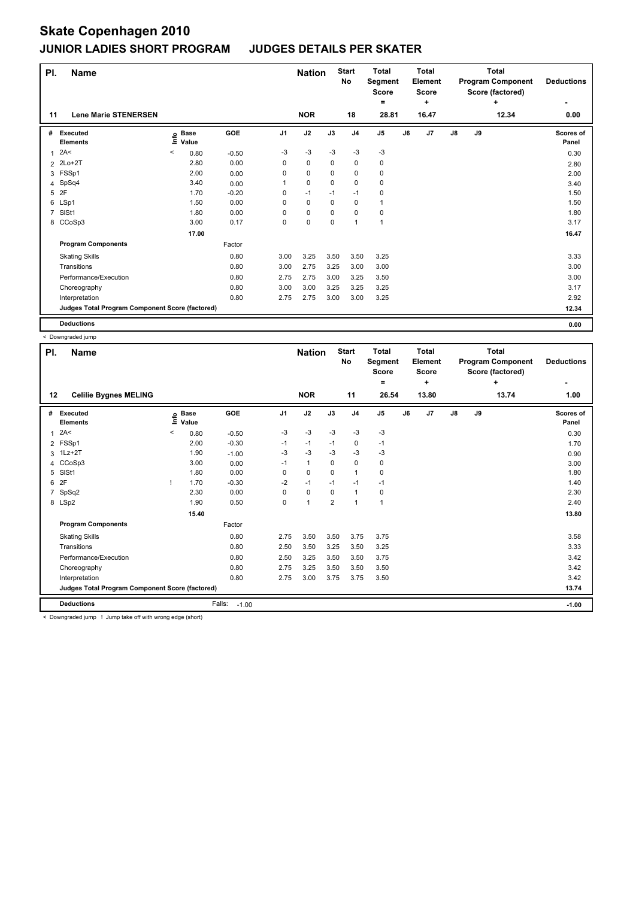# Skate Copenhagen 2010

## JUNIOR LADIES SHORT PROGRAM JUDGES DETAILS PER SKATER

| Pl. | Name | Nation | Start No | Total Segment Score = | Total Element Score + | Total Program Component Score (factored) + | Deductions - |
|---|---|---|---|---|---|---|---|
| 11 | Lene Marie STENERSEN | NOR | 18 | 28.81 | 16.47 | 12.34 | 0.00 |

| # | Executed Elements | Info | Base Value | GOE | J1 | J2 | J3 | J4 | J5 | J6 | J7 | J8 | J9 | Scores of Panel |
|---|---|---|---|---|---|---|---|---|---|---|---|---|---|---|
| 1 | 2A< | < | 0.80 | -0.50 | -3 | -3 | -3 | -3 | -3 | | | | | 0.30 |
| 2 | 2Lo+2T | | 2.80 | 0.00 | 0 | 0 | 0 | 0 | 0 | | | | | 2.80 |
| 3 | FSSp1 | | 2.00 | 0.00 | 0 | 0 | 0 | 0 | 0 | | | | | 2.00 |
| 4 | SpSq4 | | 3.40 | 0.00 | 1 | 0 | 0 | 0 | 0 | | | | | 3.40 |
| 5 | 2F | | 1.70 | -0.20 | 0 | -1 | -1 | -1 | 0 | | | | | 1.50 |
| 6 | LSp1 | | 1.50 | 0.00 | 0 | 0 | 0 | 0 | 1 | | | | | 1.50 |
| 7 | SlSt1 | | 1.80 | 0.00 | 0 | 0 | 0 | 0 | 0 | | | | | 1.80 |
| 8 | CCoSp3 | | 3.00 | 0.17 | 0 | 0 | 0 | 1 | 1 | | | | | 3.17 |
| | | | 17.00 | | | | | | | | | | | 16.47 |
| | **Program Components** | | | Factor | | | | | | | | | | |
| | Skating Skills | | | 0.80 | 3.00 | 3.25 | 3.50 | 3.50 | 3.25 | | | | | 3.33 |
| | Transitions | | | 0.80 | 3.00 | 2.75 | 3.25 | 3.00 | 3.00 | | | | | 3.00 |
| | Performance/Execution | | | 0.80 | 2.75 | 2.75 | 3.00 | 3.25 | 3.50 | | | | | 3.00 |
| | Choreography | | | 0.80 | 3.00 | 3.00 | 3.25 | 3.25 | 3.25 | | | | | 3.17 |
| | Interpretation | | | 0.80 | 2.75 | 2.75 | 3.00 | 3.00 | 3.25 | | | | | 2.92 |
| | **Judges Total Program Component Score (factored)** | | | | | | | | | | | | | 12.34 |
| | **Deductions** | | | | | | | | | | | | | 0.00 |

< Downgraded jump

| Pl. | Name | Nation | Start No | Total Segment Score = | Total Element Score + | Total Program Component Score (factored) + | Deductions - |
|---|---|---|---|---|---|---|---|
| 12 | Celilie Bygnes MELING | NOR | 11 | 26.54 | 13.80 | 13.74 | 1.00 |

| # | Executed Elements | Info | Base Value | GOE | J1 | J2 | J3 | J4 | J5 | J6 | J7 | J8 | J9 | Scores of Panel |
|---|---|---|---|---|---|---|---|---|---|---|---|---|---|---|
| 1 | 2A< | < | 0.80 | -0.50 | -3 | -3 | -3 | -3 | -3 | | | | | 0.30 |
| 2 | FSSp1 | | 2.00 | -0.30 | -1 | -1 | -1 | 0 | -1 | | | | | 1.70 |
| 3 | 1Lz+2T | | 1.90 | -1.00 | -3 | -3 | -3 | -3 | -3 | | | | | 0.90 |
| 4 | CCoSp3 | | 3.00 | 0.00 | -1 | 1 | 0 | 0 | 0 | | | | | 3.00 |
| 5 | SlSt1 | | 1.80 | 0.00 | 0 | 0 | 0 | 1 | 0 | | | | | 1.80 |
| 6 | 2F | ! | 1.70 | -0.30 | -2 | -1 | -1 | -1 | -1 | | | | | 1.40 |
| 7 | SpSq2 | | 2.30 | 0.00 | 0 | 0 | 0 | 1 | 0 | | | | | 2.30 |
| 8 | LSp2 | | 1.90 | 0.50 | 0 | 1 | 2 | 1 | 1 | | | | | 2.40 |
| | | | 15.40 | | | | | | | | | | | 13.80 |
| | **Program Components** | | | Factor | | | | | | | | | | |
| | Skating Skills | | | 0.80 | 2.75 | 3.50 | 3.50 | 3.75 | 3.75 | | | | | 3.58 |
| | Transitions | | | 0.80 | 2.50 | 3.50 | 3.25 | 3.50 | 3.25 | | | | | 3.33 |
| | Performance/Execution | | | 0.80 | 2.50 | 3.25 | 3.50 | 3.50 | 3.75 | | | | | 3.42 |
| | Choreography | | | 0.80 | 2.75 | 3.25 | 3.50 | 3.50 | 3.50 | | | | | 3.42 |
| | Interpretation | | | 0.80 | 2.75 | 3.00 | 3.75 | 3.75 | 3.50 | | | | | 3.42 |
| | **Judges Total Program Component Score (factored)** | | | | | | | | | | | | | 13.74 |
| | **Deductions** | | | Falls: -1.00 | | | | | | | | | | -1.00 |

< Downgraded jump ! Jump take off with wrong edge (short)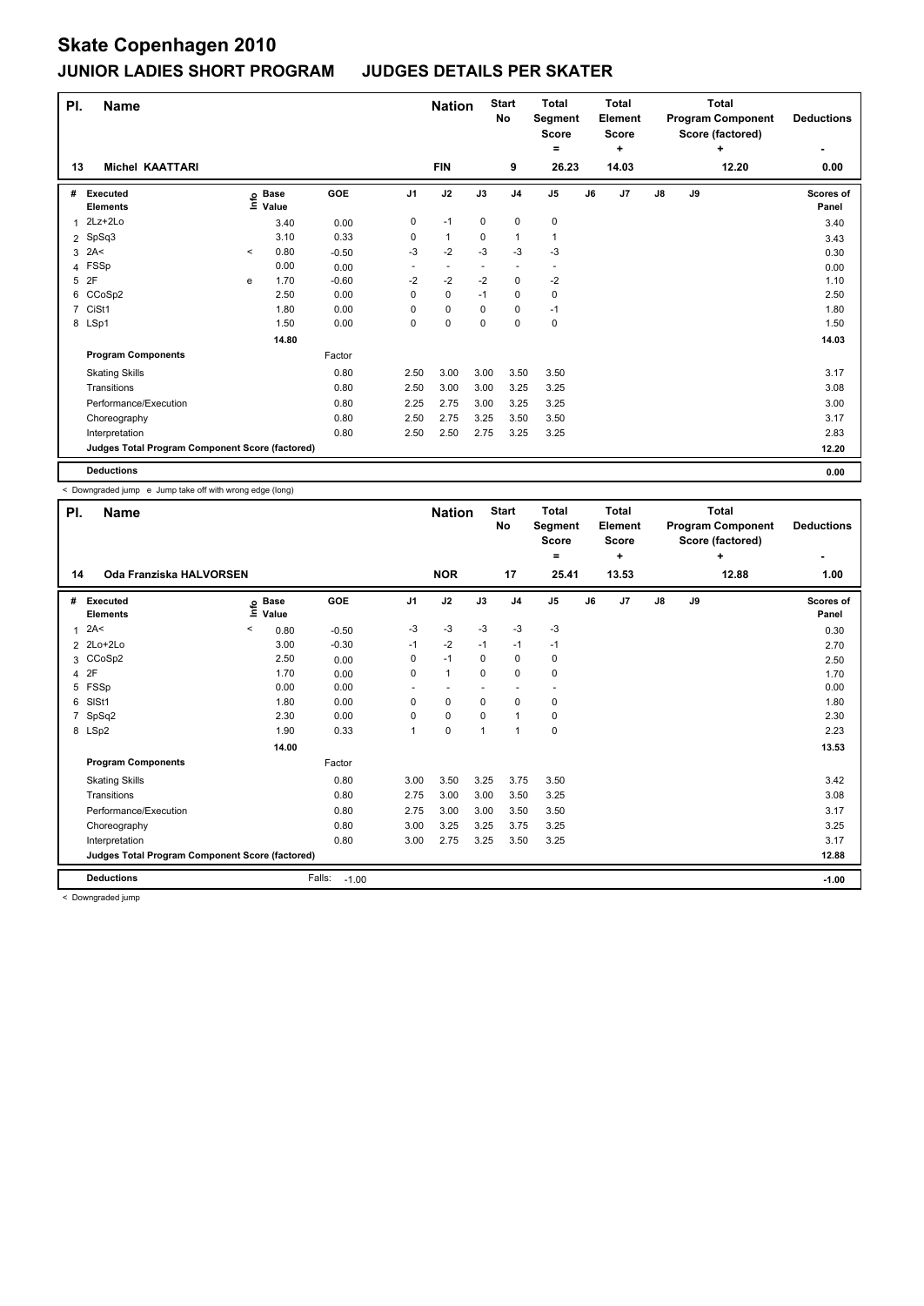# Skate Copenhagen 2010

## JUNIOR LADIES SHORT PROGRAM    JUDGES DETAILS PER SKATER

| Pl. | Name | Nation | Start No | Total Segment Score = | Total Element Score + | Total Program Component Score (factored) + | Deductions - |
|---|---|---|---|---|---|---|---|
| 13 | Michel KAATTARI | FIN | 9 | 26.23 | 14.03 | 12.20 | 0.00 |

| # | Executed Elements | Info | Base Value | GOE | J1 | J2 | J3 | J4 | J5 | J6 | J7 | J8 | J9 | Scores of Panel |
|---|---|---|---|---|---|---|---|---|---|---|---|---|---|---|
| 1 | 2Lz+2Lo | | 3.40 | 0.00 | 0 | -1 | 0 | 0 | 0 | | | | | 3.40 |
| 2 | SpSq3 | | 3.10 | 0.33 | 0 | 1 | 0 | 1 | 1 | | | | | 3.43 |
| 3 | 2A< | < | 0.80 | -0.50 | -3 | -2 | -3 | -3 | -3 | | | | | 0.30 |
| 4 | FSSp | | 0.00 | 0.00 | - | - | - | - | - | | | | | 0.00 |
| 5 | 2F | e | 1.70 | -0.60 | -2 | -2 | -2 | 0 | -2 | | | | | 1.10 |
| 6 | CCoSp2 | | 2.50 | 0.00 | 0 | 0 | -1 | 0 | 0 | | | | | 2.50 |
| 7 | CiSt1 | | 1.80 | 0.00 | 0 | 0 | 0 | 0 | -1 | | | | | 1.80 |
| 8 | LSp1 | | 1.50 | 0.00 | 0 | 0 | 0 | 0 | 0 | | | | | 1.50 |
| | | | 14.80 | | | | | | | | | | | 14.03 |
| | **Program Components** | | | Factor | | | | | | | | | | |
| | Skating Skills | | | 0.80 | 2.50 | 3.00 | 3.00 | 3.50 | 3.50 | | | | | 3.17 |
| | Transitions | | | 0.80 | 2.50 | 3.00 | 3.00 | 3.25 | 3.25 | | | | | 3.08 |
| | Performance/Execution | | | 0.80 | 2.25 | 2.75 | 3.00 | 3.25 | 3.25 | | | | | 3.00 |
| | Choreography | | | 0.80 | 2.50 | 2.75 | 3.25 | 3.50 | 3.50 | | | | | 3.17 |
| | Interpretation | | | 0.80 | 2.50 | 2.50 | 2.75 | 3.25 | 3.25 | | | | | 2.83 |
| | **Judges Total Program Component Score (factored)** | | | | | | | | | | | | | 12.20 |
| | **Deductions** | | | | | | | | | | | | | 0.00 |

< Downgraded jump   e Jump take off with wrong edge (long)

| Pl. | Name | Nation | Start No | Total Segment Score = | Total Element Score + | Total Program Component Score (factored) + | Deductions - |
|---|---|---|---|---|---|---|---|
| 14 | Oda Franziska HALVORSEN | NOR | 17 | 25.41 | 13.53 | 12.88 | 1.00 |

| # | Executed Elements | Info | Base Value | GOE | J1 | J2 | J3 | J4 | J5 | J6 | J7 | J8 | J9 | Scores of Panel |
|---|---|---|---|---|---|---|---|---|---|---|---|---|---|---|
| 1 | 2A< | < | 0.80 | -0.50 | -3 | -3 | -3 | -3 | -3 | | | | | 0.30 |
| 2 | 2Lo+2Lo | | 3.00 | -0.30 | -1 | -2 | -1 | -1 | -1 | | | | | 2.70 |
| 3 | CCoSp2 | | 2.50 | 0.00 | 0 | -1 | 0 | 0 | 0 | | | | | 2.50 |
| 4 | 2F | | 1.70 | 0.00 | 0 | 1 | 0 | 0 | 0 | | | | | 1.70 |
| 5 | FSSp | | 0.00 | 0.00 | - | - | - | - | - | | | | | 0.00 |
| 6 | SlSt1 | | 1.80 | 0.00 | 0 | 0 | 0 | 0 | 0 | | | | | 1.80 |
| 7 | SpSq2 | | 2.30 | 0.00 | 0 | 0 | 0 | 1 | 0 | | | | | 2.30 |
| 8 | LSp2 | | 1.90 | 0.33 | 1 | 0 | 1 | 1 | 0 | | | | | 2.23 |
| | | | 14.00 | | | | | | | | | | | 13.53 |
| | **Program Components** | | | Factor | | | | | | | | | | |
| | Skating Skills | | | 0.80 | 3.00 | 3.50 | 3.25 | 3.75 | 3.50 | | | | | 3.42 |
| | Transitions | | | 0.80 | 2.75 | 3.00 | 3.00 | 3.50 | 3.25 | | | | | 3.08 |
| | Performance/Execution | | | 0.80 | 2.75 | 3.00 | 3.00 | 3.50 | 3.50 | | | | | 3.17 |
| | Choreography | | | 0.80 | 3.00 | 3.25 | 3.25 | 3.75 | 3.25 | | | | | 3.25 |
| | Interpretation | | | 0.80 | 3.00 | 2.75 | 3.25 | 3.50 | 3.25 | | | | | 3.17 |
| | **Judges Total Program Component Score (factored)** | | | | | | | | | | | | | 12.88 |
| | **Deductions** | | | Falls: -1.00 | | | | | | | | | | -1.00 |

< Downgraded jump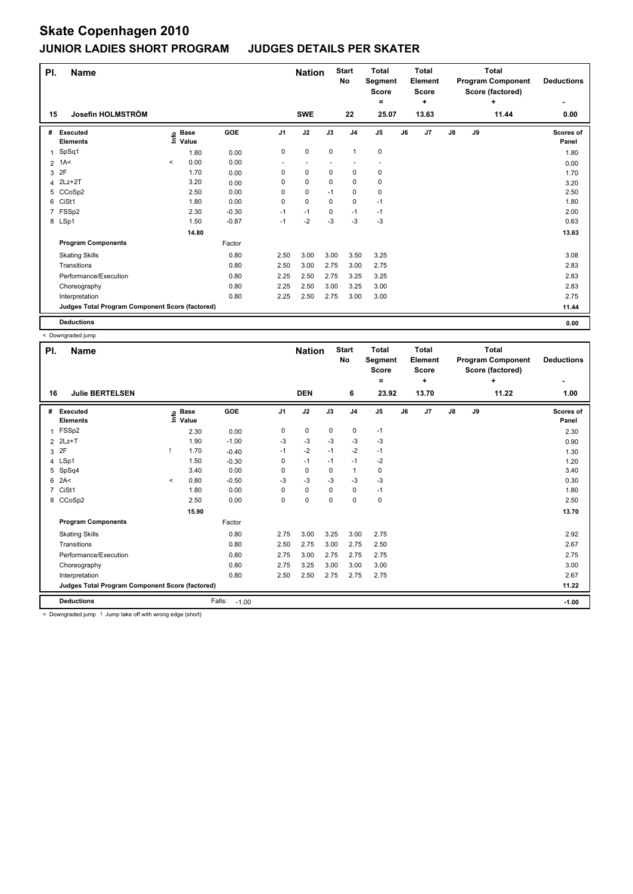# Skate Copenhagen 2010

## JUNIOR LADIES SHORT PROGRAM JUDGES DETAILS PER SKATER

| Pl. | Name | Nation | Start No | Total Segment Score = | Total Element Score + | Total Program Component Score (factored) + | Deductions - |
|---|---|---|---|---|---|---|---|
| 15 | Josefin HOLMSTRÖM | SWE | 22 | 25.07 | 13.63 | 11.44 | 0.00 |

| # | Executed Elements | Info | Base Value | GOE | J1 | J2 | J3 | J4 | J5 | J6 | J7 | J8 | J9 | Scores of Panel |
|---|---|---|---|---|---|---|---|---|---|---|---|---|---|---|
| 1 | SpSq1 | | 1.80 | 0.00 | 0 | 0 | 0 | 1 | 0 | | | | | 1.80 |
| 2 | 1A< | < | 0.00 | 0.00 | - | - | - | - | - | | | | | 0.00 |
| 3 | 2F | | 1.70 | 0.00 | 0 | 0 | 0 | 0 | 0 | | | | | 1.70 |
| 4 | 2Lz+2T | | 3.20 | 0.00 | 0 | 0 | 0 | 0 | 0 | | | | | 3.20 |
| 5 | CCoSp2 | | 2.50 | 0.00 | 0 | 0 | -1 | 0 | 0 | | | | | 2.50 |
| 6 | CiSt1 | | 1.80 | 0.00 | 0 | 0 | 0 | 0 | -1 | | | | | 1.80 |
| 7 | FSSp2 | | 2.30 | -0.30 | -1 | -1 | 0 | -1 | -1 | | | | | 2.00 |
| 8 | LSp1 | | 1.50 | -0.87 | -1 | -2 | -3 | -3 | -3 | | | | | 0.63 |
| | | | 14.80 | | | | | | | | | | | 13.63 |
| | **Program Components** | | | Factor | | | | | | | | | | |
| | Skating Skills | | | 0.80 | 2.50 | 3.00 | 3.00 | 3.50 | 3.25 | | | | | 3.08 |
| | Transitions | | | 0.80 | 2.50 | 3.00 | 2.75 | 3.00 | 2.75 | | | | | 2.83 |
| | Performance/Execution | | | 0.80 | 2.25 | 2.50 | 2.75 | 3.25 | 3.25 | | | | | 2.83 |
| | Choreography | | | 0.80 | 2.25 | 2.50 | 3.00 | 3.25 | 3.00 | | | | | 2.83 |
| | Interpretation | | | 0.80 | 2.25 | 2.50 | 2.75 | 3.00 | 3.00 | | | | | 2.75 |
| | Judges Total Program Component Score (factored) | | | | | | | | | | | | | 11.44 |
| | **Deductions** | | | | | | | | | | | | | 0.00 |

< Downgraded jump

| Pl. | Name | Nation | Start No | Total Segment Score = | Total Element Score + | Total Program Component Score (factored) + | Deductions - |
|---|---|---|---|---|---|---|---|
| 16 | Julie BERTELSEN | DEN | 6 | 23.92 | 13.70 | 11.22 | 1.00 |

| # | Executed Elements | Info | Base Value | GOE | J1 | J2 | J3 | J4 | J5 | J6 | J7 | J8 | J9 | Scores of Panel |
|---|---|---|---|---|---|---|---|---|---|---|---|---|---|---|
| 1 | FSSp2 | | 2.30 | 0.00 | 0 | 0 | 0 | 0 | -1 | | | | | 2.30 |
| 2 | 2Lz+T | | 1.90 | -1.00 | -3 | -3 | -3 | -3 | -3 | | | | | 0.90 |
| 3 | 2F | ! | 1.70 | -0.40 | -1 | -2 | -1 | -2 | -1 | | | | | 1.30 |
| 4 | LSp1 | | 1.50 | -0.30 | 0 | -1 | -1 | -1 | -2 | | | | | 1.20 |
| 5 | SpSq4 | | 3.40 | 0.00 | 0 | 0 | 0 | 1 | 0 | | | | | 3.40 |
| 6 | 2A< | < | 0.80 | -0.50 | -3 | -3 | -3 | -3 | -3 | | | | | 0.30 |
| 7 | CiSt1 | | 1.80 | 0.00 | 0 | 0 | 0 | 0 | -1 | | | | | 1.80 |
| 8 | CCoSp2 | | 2.50 | 0.00 | 0 | 0 | 0 | 0 | 0 | | | | | 2.50 |
| | | | 15.90 | | | | | | | | | | | 13.70 |
| | **Program Components** | | | Factor | | | | | | | | | | |
| | Skating Skills | | | 0.80 | 2.75 | 3.00 | 3.25 | 3.00 | 2.75 | | | | | 2.92 |
| | Transitions | | | 0.80 | 2.50 | 2.75 | 3.00 | 2.75 | 2.50 | | | | | 2.67 |
| | Performance/Execution | | | 0.80 | 2.75 | 3.00 | 2.75 | 2.75 | 2.75 | | | | | 2.75 |
| | Choreography | | | 0.80 | 2.75 | 3.25 | 3.00 | 3.00 | 3.00 | | | | | 3.00 |
| | Interpretation | | | 0.80 | 2.50 | 2.50 | 2.75 | 2.75 | 2.75 | | | | | 2.67 |
| | Judges Total Program Component Score (factored) | | | | | | | | | | | | | 11.22 |
| | **Deductions** | | | Falls: -1.00 | | | | | | | | | | -1.00 |

< Downgraded jump ! Jump take off with wrong edge (short)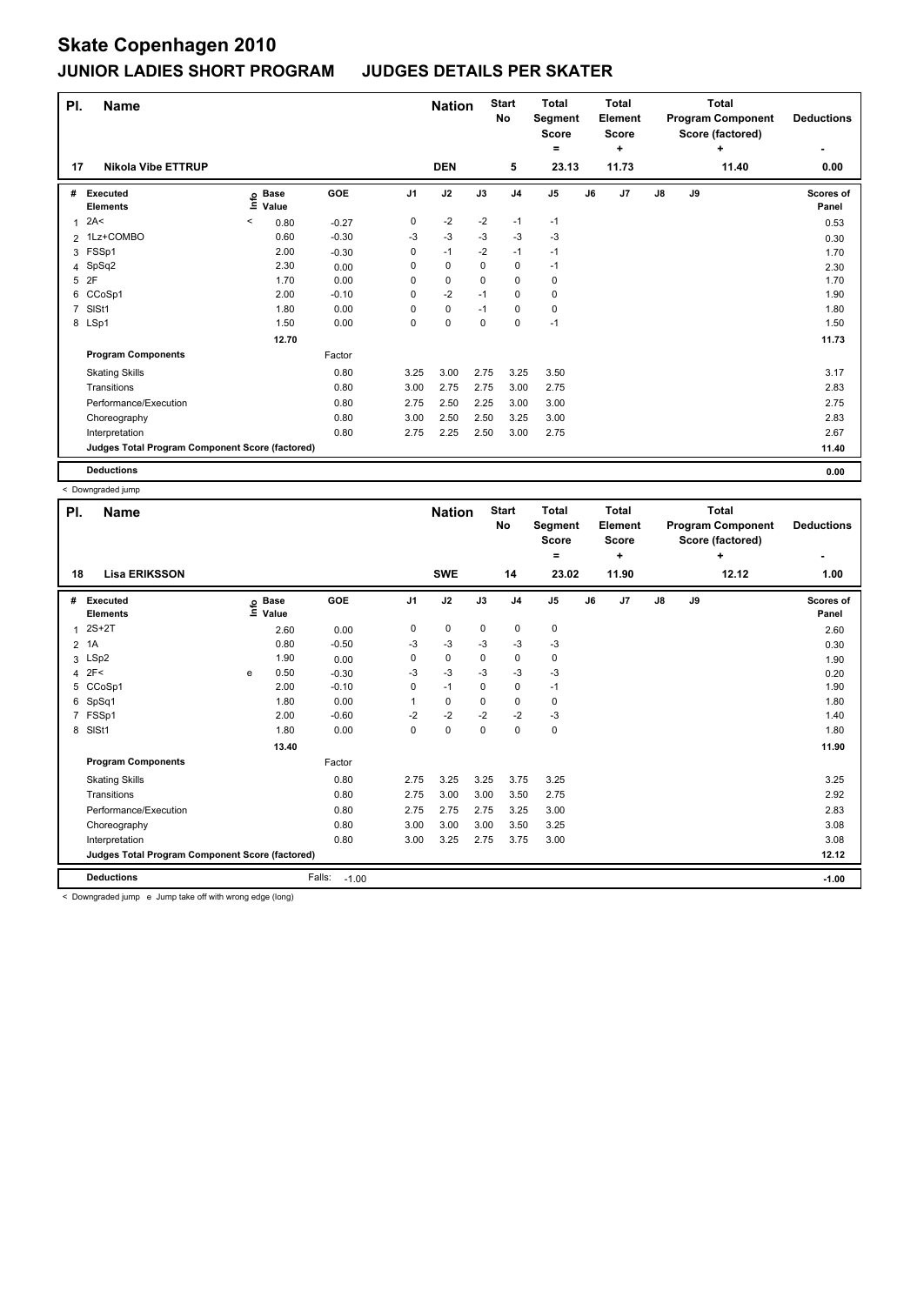# Skate Copenhagen 2010

## JUNIOR LADIES SHORT PROGRAM JUDGES DETAILS PER SKATER

| Pl. | Name | Nation | Start No | Total Segment Score = | Total Element Score + | Total Program Component Score (factored) + | Deductions - |
|---|---|---|---|---|---|---|---|
| 17 | Nikola Vibe ETTRUP | DEN | 5 | 23.13 | 11.73 | 11.40 | 0.00 |

| # | Executed Elements | Info | Base Value | GOE | J1 | J2 | J3 | J4 | J5 | J6 | J7 | J8 | J9 | Scores of Panel |
|---|---|---|---|---|---|---|---|---|---|---|---|---|---|---|
| 1 | 2A< | < | 0.80 | -0.27 | 0 | -2 | -2 | -1 | -1 | | | | | 0.53 |
| 2 | 1Lz+COMBO | | 0.60 | -0.30 | -3 | -3 | -3 | -3 | -3 | | | | | 0.30 |
| 3 | FSSp1 | | 2.00 | -0.30 | 0 | -1 | -2 | -1 | -1 | | | | | 1.70 |
| 4 | SpSq2 | | 2.30 | 0.00 | 0 | 0 | 0 | 0 | -1 | | | | | 2.30 |
| 5 | 2F | | 1.70 | 0.00 | 0 | 0 | 0 | 0 | 0 | | | | | 1.70 |
| 6 | CCoSp1 | | 2.00 | -0.10 | 0 | -2 | -1 | 0 | 0 | | | | | 1.90 |
| 7 | SlSt1 | | 1.80 | 0.00 | 0 | 0 | -1 | 0 | 0 | | | | | 1.80 |
| 8 | LSp1 | | 1.50 | 0.00 | 0 | 0 | 0 | 0 | -1 | | | | | 1.50 |
| | | | 12.70 | | | | | | | | | | | 11.73 |
| | **Program Components** | | | Factor | | | | | | | | | | |
| | Skating Skills | | | 0.80 | 3.25 | 3.00 | 2.75 | 3.25 | 3.50 | | | | | 3.17 |
| | Transitions | | | 0.80 | 3.00 | 2.75 | 2.75 | 3.00 | 2.75 | | | | | 2.83 |
| | Performance/Execution | | | 0.80 | 2.75 | 2.50 | 2.25 | 3.00 | 3.00 | | | | | 2.75 |
| | Choreography | | | 0.80 | 3.00 | 2.50 | 2.50 | 3.25 | 3.00 | | | | | 2.83 |
| | Interpretation | | | 0.80 | 2.75 | 2.25 | 2.50 | 3.00 | 2.75 | | | | | 2.67 |
| | **Judges Total Program Component Score (factored)** | | | | | | | | | | | | | 11.40 |
| | **Deductions** | | | | | | | | | | | | | 0.00 |

< Downgraded jump

| Pl. | Name | Nation | Start No | Total Segment Score = | Total Element Score + | Total Program Component Score (factored) + | Deductions - |
|---|---|---|---|---|---|---|---|
| 18 | Lisa ERIKSSON | SWE | 14 | 23.02 | 11.90 | 12.12 | 1.00 |

| # | Executed Elements | Info | Base Value | GOE | J1 | J2 | J3 | J4 | J5 | J6 | J7 | J8 | J9 | Scores of Panel |
|---|---|---|---|---|---|---|---|---|---|---|---|---|---|---|
| 1 | 2S+2T | | 2.60 | 0.00 | 0 | 0 | 0 | 0 | 0 | | | | | 2.60 |
| 2 | 1A | | 0.80 | -0.50 | -3 | -3 | -3 | -3 | -3 | | | | | 0.30 |
| 3 | LSp2 | | 1.90 | 0.00 | 0 | 0 | 0 | 0 | 0 | | | | | 1.90 |
| 4 | 2F< | e | 0.50 | -0.30 | -3 | -3 | -3 | -3 | -3 | | | | | 0.20 |
| 5 | CCoSp1 | | 2.00 | -0.10 | 0 | -1 | 0 | 0 | -1 | | | | | 1.90 |
| 6 | SpSq1 | | 1.80 | 0.00 | 1 | 0 | 0 | 0 | 0 | | | | | 1.80 |
| 7 | FSSp1 | | 2.00 | -0.60 | -2 | -2 | -2 | -2 | -3 | | | | | 1.40 |
| 8 | SlSt1 | | 1.80 | 0.00 | 0 | 0 | 0 | 0 | 0 | | | | | 1.80 |
| | | | 13.40 | | | | | | | | | | | 11.90 |
| | **Program Components** | | | Factor | | | | | | | | | | |
| | Skating Skills | | | 0.80 | 2.75 | 3.25 | 3.25 | 3.75 | 3.25 | | | | | 3.25 |
| | Transitions | | | 0.80 | 2.75 | 3.00 | 3.00 | 3.50 | 2.75 | | | | | 2.92 |
| | Performance/Execution | | | 0.80 | 2.75 | 2.75 | 2.75 | 3.25 | 3.00 | | | | | 2.83 |
| | Choreography | | | 0.80 | 3.00 | 3.00 | 3.00 | 3.50 | 3.25 | | | | | 3.08 |
| | Interpretation | | | 0.80 | 3.00 | 3.25 | 2.75 | 3.75 | 3.00 | | | | | 3.08 |
| | **Judges Total Program Component Score (factored)** | | | | | | | | | | | | | 12.12 |
| | **Deductions** | | | Falls: -1.00 | | | | | | | | | | -1.00 |

< Downgraded jump e Jump take off with wrong edge (long)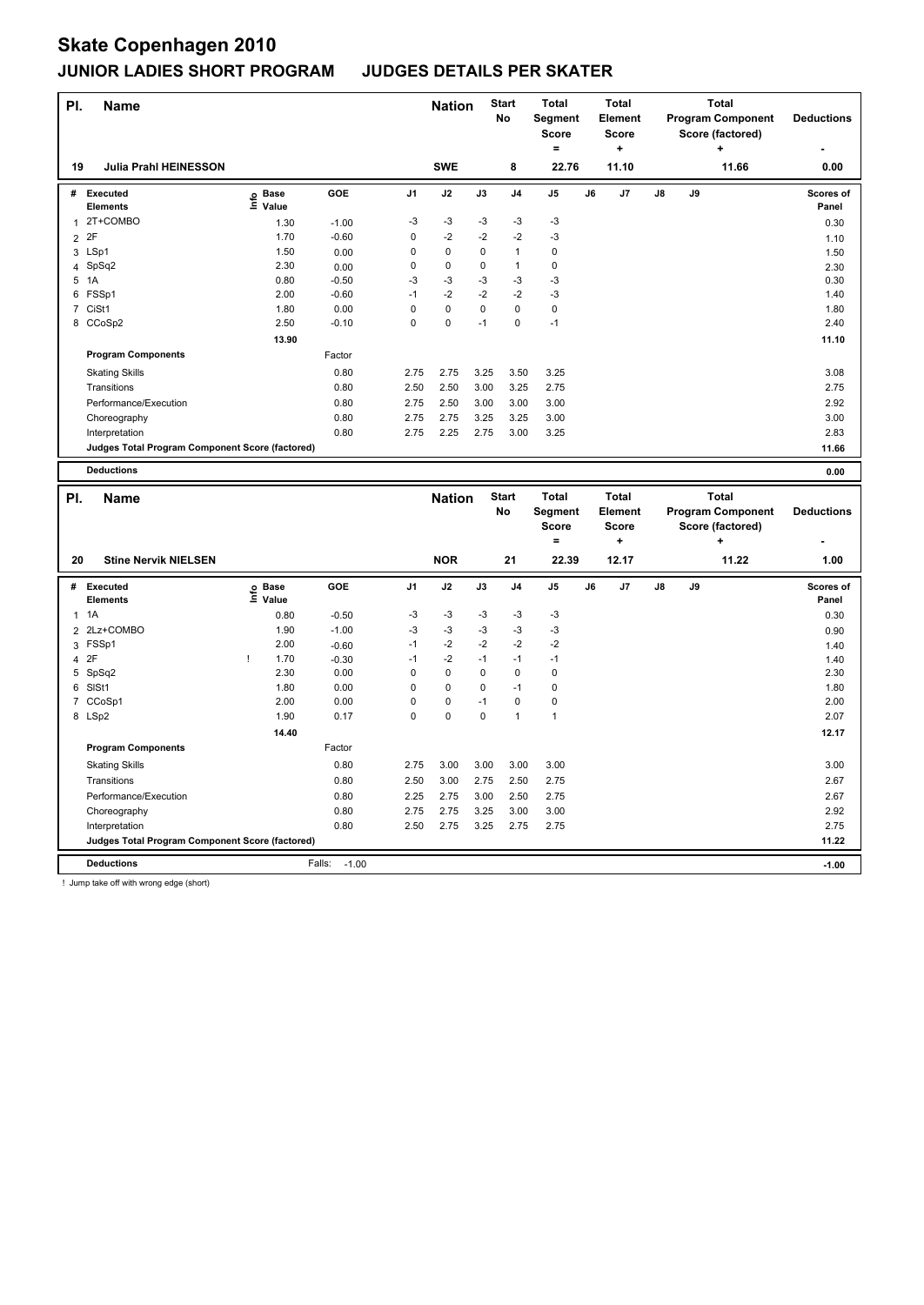# Skate Copenhagen 2010

## JUNIOR LADIES SHORT PROGRAM JUDGES DETAILS PER SKATER

| Pl. | Name | Nation | Start No | Total Segment Score = | Total Element Score + | Total Program Component Score (factored) + | Deductions - |
|---|---|---|---|---|---|---|---|
| 19 | Julia Prahl HEINESSON | SWE | 8 | 22.76 | 11.10 | 11.66 | 0.00 |

| # | Executed Elements | Info | Base Value | GOE | J1 | J2 | J3 | J4 | J5 | J6 | J7 | J8 | J9 | Scores of Panel |
|---|---|---|---|---|---|---|---|---|---|---|---|---|---|---|
| 1 | 2T+COMBO | | 1.30 | -1.00 | -3 | -3 | -3 | -3 | -3 | | | | | 0.30 |
| 2 | 2F | | 1.70 | -0.60 | 0 | -2 | -2 | -2 | -3 | | | | | 1.10 |
| 3 | LSp1 | | 1.50 | 0.00 | 0 | 0 | 0 | 1 | 0 | | | | | 1.50 |
| 4 | SpSq2 | | 2.30 | 0.00 | 0 | 0 | 0 | 1 | 0 | | | | | 2.30 |
| 5 | 1A | | 0.80 | -0.50 | -3 | -3 | -3 | -3 | -3 | | | | | 0.30 |
| 6 | FSSp1 | | 2.00 | -0.60 | -1 | -2 | -2 | -2 | -3 | | | | | 1.40 |
| 7 | CiSt1 | | 1.80 | 0.00 | 0 | 0 | 0 | 0 | 0 | | | | | 1.80 |
| 8 | CCoSp2 | | 2.50 | -0.10 | 0 | 0 | -1 | 0 | -1 | | | | | 2.40 |
| | | | 13.90 | | | | | | | | | | | 11.10 |

| Program Components | Factor | J1 | J2 | J3 | J4 | J5 | J6 | J7 | J8 | J9 | Scores of Panel |
|---|---|---|---|---|---|---|---|---|---|---|---|
| Skating Skills | 0.80 | 2.75 | 2.75 | 3.25 | 3.50 | 3.25 | | | | | 3.08 |
| Transitions | 0.80 | 2.50 | 2.50 | 3.00 | 3.25 | 2.75 | | | | | 2.75 |
| Performance/Execution | 0.80 | 2.75 | 2.50 | 3.00 | 3.00 | 3.00 | | | | | 2.92 |
| Choreography | 0.80 | 2.75 | 2.75 | 3.25 | 3.25 | 3.00 | | | | | 3.00 |
| Interpretation | 0.80 | 2.75 | 2.25 | 2.75 | 3.00 | 3.25 | | | | | 2.83 |
| Judges Total Program Component Score (factored) | | | | | | | | | | | 11.66 |

**Deductions** 0.00

| Pl. | Name | Nation | Start No | Total Segment Score = | Total Element Score + | Total Program Component Score (factored) + | Deductions - |
|---|---|---|---|---|---|---|---|
| 20 | Stine Nervik NIELSEN | NOR | 21 | 22.39 | 12.17 | 11.22 | 1.00 |

| # | Executed Elements | Info | Base Value | GOE | J1 | J2 | J3 | J4 | J5 | J6 | J7 | J8 | J9 | Scores of Panel |
|---|---|---|---|---|---|---|---|---|---|---|---|---|---|---|
| 1 | 1A | | 0.80 | -0.50 | -3 | -3 | -3 | -3 | -3 | | | | | 0.30 |
| 2 | 2Lz+COMBO | | 1.90 | -1.00 | -3 | -3 | -3 | -3 | -3 | | | | | 0.90 |
| 3 | FSSp1 | | 2.00 | -0.60 | -1 | -2 | -2 | -2 | -2 | | | | | 1.40 |
| 4 | 2F | ! | 1.70 | -0.30 | -1 | -2 | -1 | -1 | -1 | | | | | 1.40 |
| 5 | SpSq2 | | 2.30 | 0.00 | 0 | 0 | 0 | 0 | 0 | | | | | 2.30 |
| 6 | SlSt1 | | 1.80 | 0.00 | 0 | 0 | 0 | -1 | 0 | | | | | 1.80 |
| 7 | CCoSp1 | | 2.00 | 0.00 | 0 | 0 | -1 | 0 | 0 | | | | | 2.00 |
| 8 | LSp2 | | 1.90 | 0.17 | 0 | 0 | 0 | 1 | 1 | | | | | 2.07 |
| | | | 14.40 | | | | | | | | | | | 12.17 |

| Program Components | Factor | J1 | J2 | J3 | J4 | J5 | J6 | J7 | J8 | J9 | Scores of Panel |
|---|---|---|---|---|---|---|---|---|---|---|---|
| Skating Skills | 0.80 | 2.75 | 3.00 | 3.00 | 3.00 | 3.00 | | | | | 3.00 |
| Transitions | 0.80 | 2.50 | 3.00 | 2.75 | 2.50 | 2.75 | | | | | 2.67 |
| Performance/Execution | 0.80 | 2.25 | 2.75 | 3.00 | 2.50 | 2.75 | | | | | 2.67 |
| Choreography | 0.80 | 2.75 | 2.75 | 3.25 | 3.00 | 3.00 | | | | | 2.92 |
| Interpretation | 0.80 | 2.50 | 2.75 | 3.25 | 2.75 | 2.75 | | | | | 2.75 |
| Judges Total Program Component Score (factored) | | | | | | | | | | | 11.22 |

**Deductions** Falls: -1.00 **-1.00**

! Jump take off with wrong edge (short)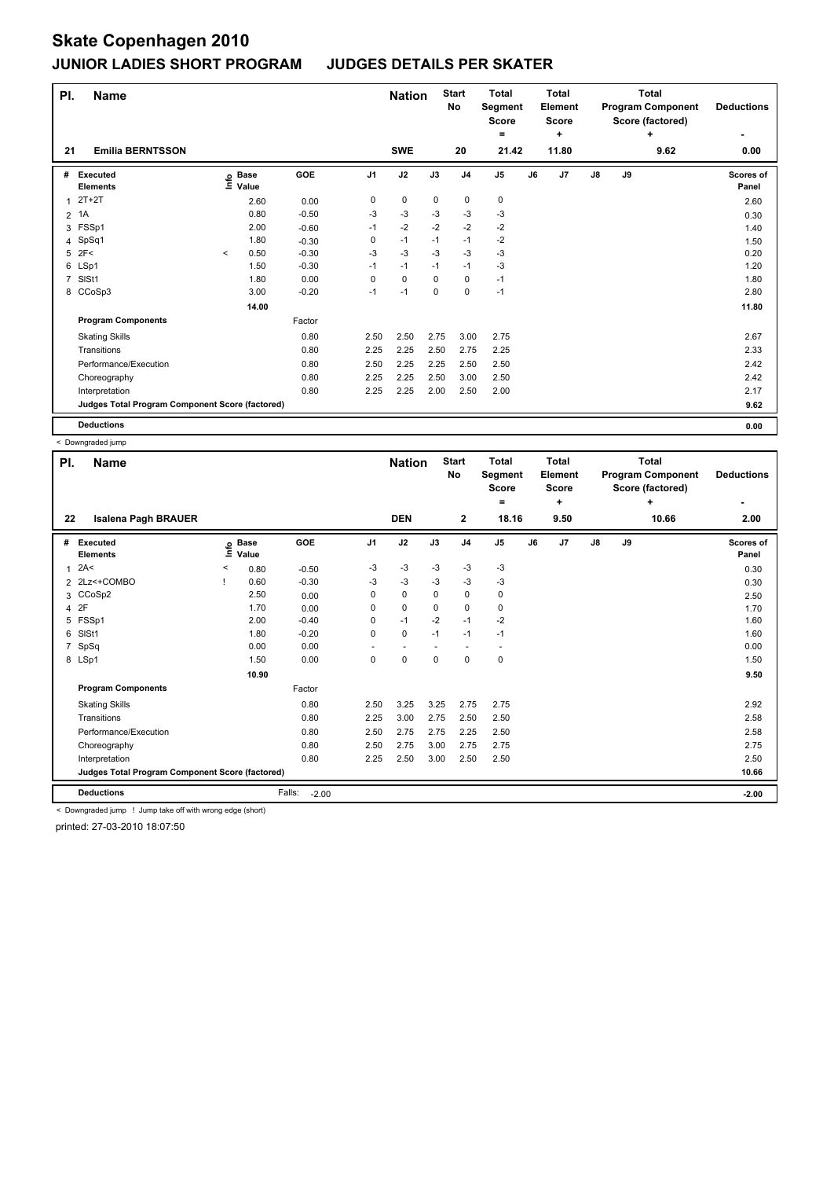# Skate Copenhagen 2010

## JUNIOR LADIES SHORT PROGRAM JUDGES DETAILS PER SKATER

| Pl. | Name | Nation | Start No | Total Segment Score = | Total Element Score + | Total Program Component Score (factored) + | Deductions - |
|---|---|---|---|---|---|---|---|
| 21 | Emilia BERNTSSON | SWE | 20 | 21.42 | 11.80 | 9.62 | 0.00 |

| # | Executed Elements | Info | Base Value | GOE | J1 | J2 | J3 | J4 | J5 | J6 | J7 | J8 | J9 | Scores of Panel |
|---|---|---|---|---|---|---|---|---|---|---|---|---|---|---|
| 1 | 2T+2T | | 2.60 | 0.00 | 0 | 0 | 0 | 0 | 0 | | | | | 2.60 |
| 2 | 1A | | 0.80 | -0.50 | -3 | -3 | -3 | -3 | -3 | | | | | 0.30 |
| 3 | FSSp1 | | 2.00 | -0.60 | -1 | -2 | -2 | -2 | -2 | | | | | 1.40 |
| 4 | SpSq1 | | 1.80 | -0.30 | 0 | -1 | -1 | -1 | -2 | | | | | 1.50 |
| 5 | 2F< | < | 0.50 | -0.30 | -3 | -3 | -3 | -3 | -3 | | | | | 0.20 |
| 6 | LSp1 | | 1.50 | -0.30 | -1 | -1 | -1 | -1 | -3 | | | | | 1.20 |
| 7 | SlSt1 | | 1.80 | 0.00 | 0 | 0 | 0 | 0 | -1 | | | | | 1.80 |
| 8 | CCoSp3 | | 3.00 | -0.20 | -1 | -1 | 0 | 0 | -1 | | | | | 2.80 |
| | | | 14.00 | | | | | | | | | | | 11.80 |
| | **Program Components** | | | Factor | | | | | | | | | | |
| | Skating Skills | | | 0.80 | 2.50 | 2.50 | 2.75 | 3.00 | 2.75 | | | | | 2.67 |
| | Transitions | | | 0.80 | 2.25 | 2.25 | 2.50 | 2.75 | 2.25 | | | | | 2.33 |
| | Performance/Execution | | | 0.80 | 2.50 | 2.25 | 2.25 | 2.50 | 2.50 | | | | | 2.42 |
| | Choreography | | | 0.80 | 2.25 | 2.25 | 2.50 | 3.00 | 2.50 | | | | | 2.42 |
| | Interpretation | | | 0.80 | 2.25 | 2.25 | 2.00 | 2.50 | 2.00 | | | | | 2.17 |
| | **Judges Total Program Component Score (factored)** | | | | | | | | | | | | | 9.62 |
| | **Deductions** | | | | | | | | | | | | | 0.00 |

< Downgraded jump

| Pl. | Name | Nation | Start No | Total Segment Score = | Total Element Score + | Total Program Component Score (factored) + | Deductions - |
|---|---|---|---|---|---|---|---|
| 22 | Isalena Pagh BRAUER | DEN | 2 | 18.16 | 9.50 | 10.66 | 2.00 |

| # | Executed Elements | Info | Base Value | GOE | J1 | J2 | J3 | J4 | J5 | J6 | J7 | J8 | J9 | Scores of Panel |
|---|---|---|---|---|---|---|---|---|---|---|---|---|---|---|
| 1 | 2A< | < | 0.80 | -0.50 | -3 | -3 | -3 | -3 | -3 | | | | | 0.30 |
| 2 | 2Lz<+COMBO | ! | 0.60 | -0.30 | -3 | -3 | -3 | -3 | -3 | | | | | 0.30 |
| 3 | CCoSp2 | | 2.50 | 0.00 | 0 | 0 | 0 | 0 | 0 | | | | | 2.50 |
| 4 | 2F | | 1.70 | 0.00 | 0 | 0 | 0 | 0 | 0 | | | | | 1.70 |
| 5 | FSSp1 | | 2.00 | -0.40 | 0 | -1 | -2 | -1 | -2 | | | | | 1.60 |
| 6 | SlSt1 | | 1.80 | -0.20 | 0 | 0 | -1 | -1 | -1 | | | | | 1.60 |
| 7 | SpSq | | 0.00 | 0.00 | - | - | - | - | - | | | | | 0.00 |
| 8 | LSp1 | | 1.50 | 0.00 | 0 | 0 | 0 | 0 | 0 | | | | | 1.50 |
| | | | 10.90 | | | | | | | | | | | 9.50 |
| | **Program Components** | | | Factor | | | | | | | | | | |
| | Skating Skills | | | 0.80 | 2.50 | 3.25 | 3.25 | 2.75 | 2.75 | | | | | 2.92 |
| | Transitions | | | 0.80 | 2.25 | 3.00 | 2.75 | 2.50 | 2.50 | | | | | 2.58 |
| | Performance/Execution | | | 0.80 | 2.50 | 2.75 | 2.75 | 2.25 | 2.50 | | | | | 2.58 |
| | Choreography | | | 0.80 | 2.50 | 2.75 | 3.00 | 2.75 | 2.75 | | | | | 2.75 |
| | Interpretation | | | 0.80 | 2.25 | 2.50 | 3.00 | 2.50 | 2.50 | | | | | 2.50 |
| | **Judges Total Program Component Score (factored)** | | | | | | | | | | | | | 10.66 |
| | **Deductions** | | | Falls: -2.00 | | | | | | | | | | -2.00 |

< Downgraded jump ! Jump take off with wrong edge (short)

printed: 27-03-2010 18:07:50